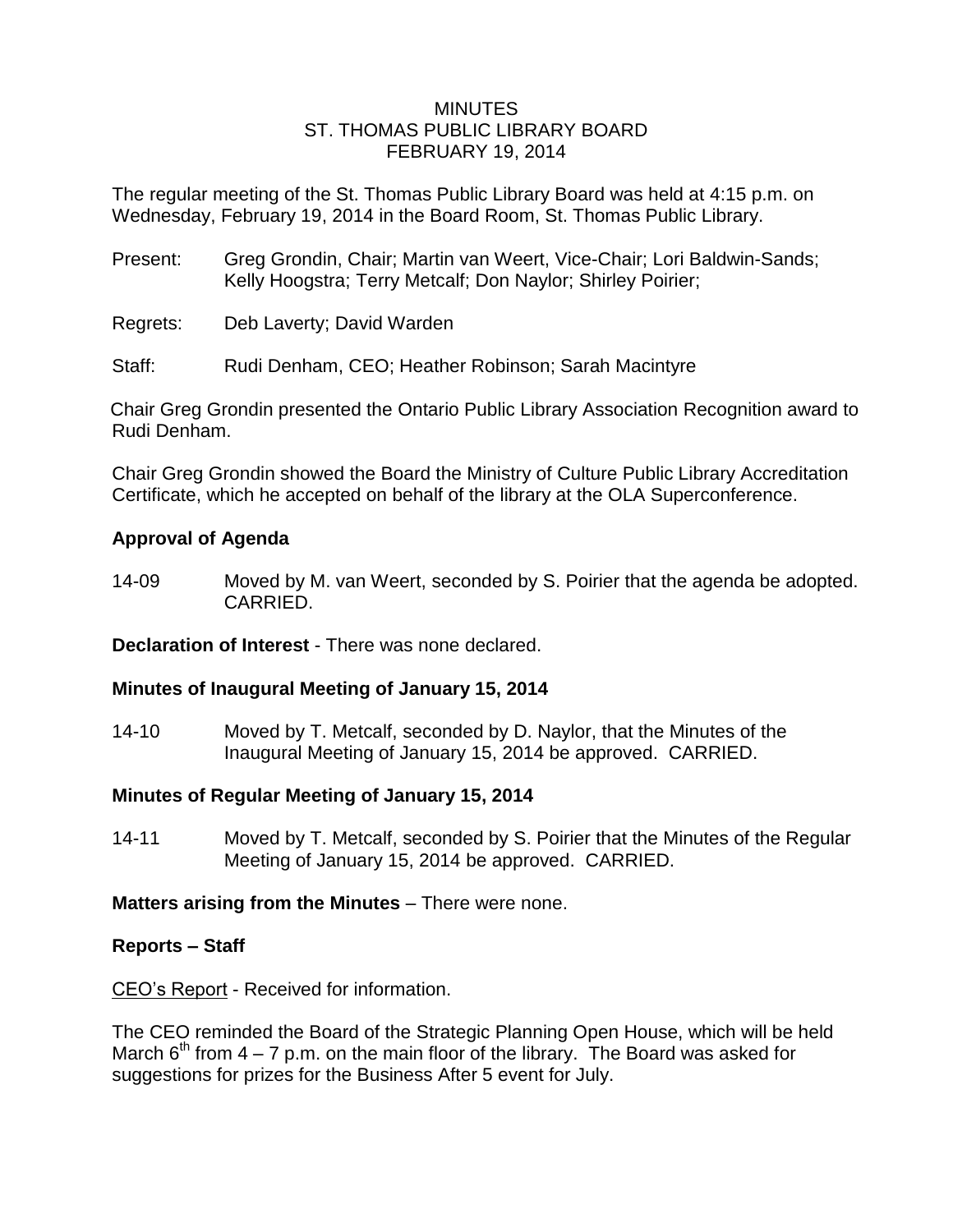# MINUTES
## ST. THOMAS PUBLIC LIBRARY BOARD
### FEBRUARY 19, 2014

The regular meeting of the St. Thomas Public Library Board was held at 4:15 p.m. on Wednesday, February 19, 2014 in the Board Room, St. Thomas Public Library.

Present: Greg Grondin, Chair; Martin van Weert, Vice-Chair; Lori Baldwin-Sands; Kelly Hoogstra; Terry Metcalf; Don Naylor; Shirley Poirier;

Regrets: Deb Laverty; David Warden

Staff: Rudi Denham, CEO; Heather Robinson; Sarah Macintyre

Chair Greg Grondin presented the Ontario Public Library Association Recognition award to Rudi Denham.

Chair Greg Grondin showed the Board the Ministry of Culture Public Library Accreditation Certificate, which he accepted on behalf of the library at the OLA Superconference.

**Approval of Agenda**

14-09 Moved by M. van Weert, seconded by S. Poirier that the agenda be adopted. CARRIED.

**Declaration of Interest** - There was none declared.

**Minutes of Inaugural Meeting of January 15, 2014**

14-10 Moved by T. Metcalf, seconded by D. Naylor, that the Minutes of the Inaugural Meeting of January 15, 2014 be approved. CARRIED.

**Minutes of Regular Meeting of January 15, 2014**

14-11 Moved by T. Metcalf, seconded by S. Poirier that the Minutes of the Regular Meeting of January 15, 2014 be approved. CARRIED.

**Matters arising from the Minutes** – There were none.

**Reports – Staff**

<u>CEO's Report</u> - Received for information.

The CEO reminded the Board of the Strategic Planning Open House, which will be held March 6th from 4 – 7 p.m. on the main floor of the library. The Board was asked for suggestions for prizes for the Business After 5 event for July.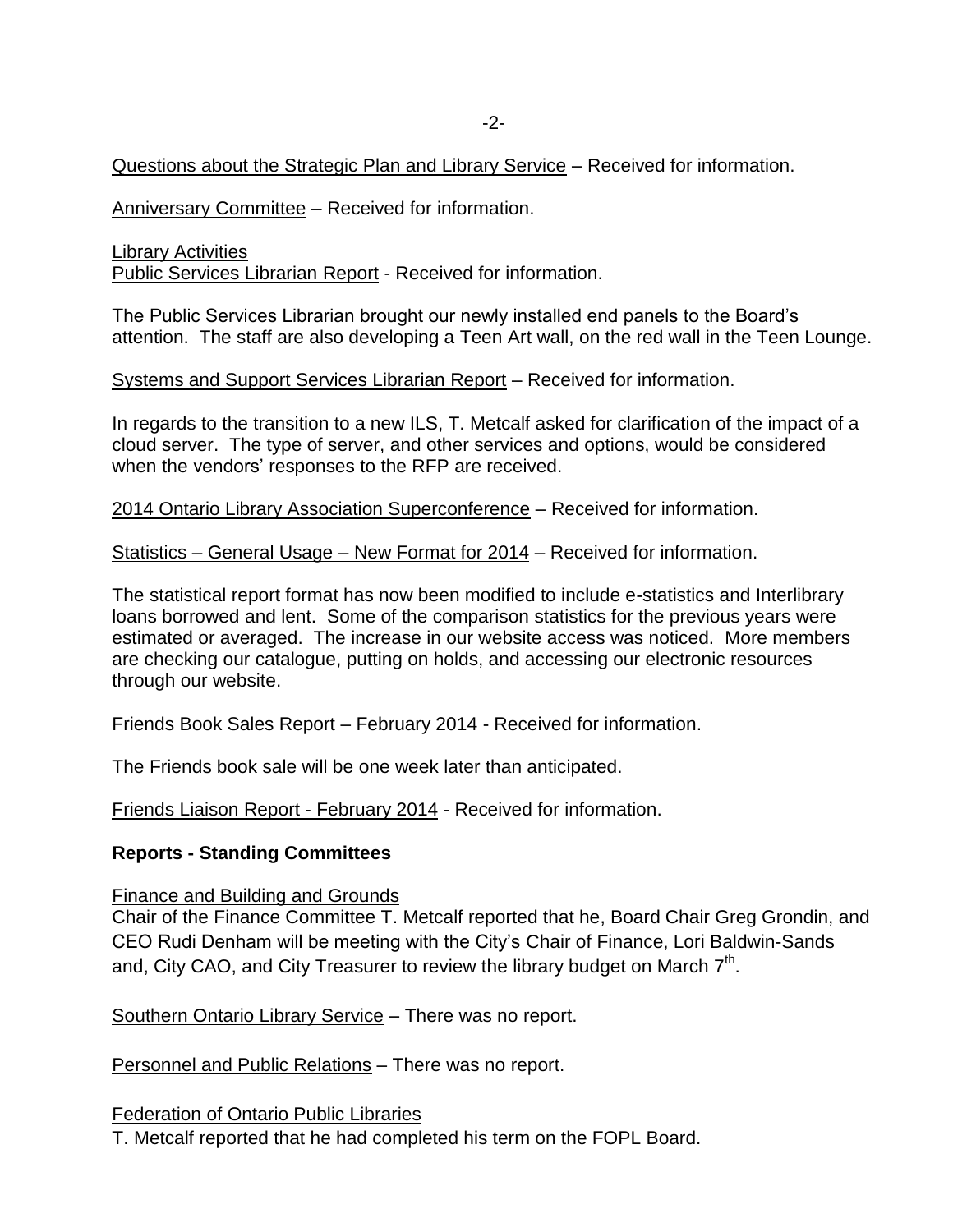Questions about the Strategic Plan and Library Service – Received for information.

Anniversary Committee – Received for information.

Library Activities
Public Services Librarian Report - Received for information.

The Public Services Librarian brought our newly installed end panels to the Board's attention. The staff are also developing a Teen Art wall, on the red wall in the Teen Lounge.

Systems and Support Services Librarian Report – Received for information.

In regards to the transition to a new ILS, T. Metcalf asked for clarification of the impact of a cloud server. The type of server, and other services and options, would be considered when the vendors' responses to the RFP are received.

2014 Ontario Library Association Superconference – Received for information.

Statistics – General Usage – New Format for 2014 – Received for information.

The statistical report format has now been modified to include e-statistics and Interlibrary loans borrowed and lent. Some of the comparison statistics for the previous years were estimated or averaged. The increase in our website access was noticed. More members are checking our catalogue, putting on holds, and accessing our electronic resources through our website.

Friends Book Sales Report – February 2014 - Received for information.

The Friends book sale will be one week later than anticipated.

Friends Liaison Report - February 2014 - Received for information.

**Reports - Standing Committees**

Finance and Building and Grounds
Chair of the Finance Committee T. Metcalf reported that he, Board Chair Greg Grondin, and CEO Rudi Denham will be meeting with the City's Chair of Finance, Lori Baldwin-Sands and, City CAO, and City Treasurer to review the library budget on March 7th.

Southern Ontario Library Service – There was no report.

Personnel and Public Relations – There was no report.

Federation of Ontario Public Libraries
T. Metcalf reported that he had completed his term on the FOPL Board.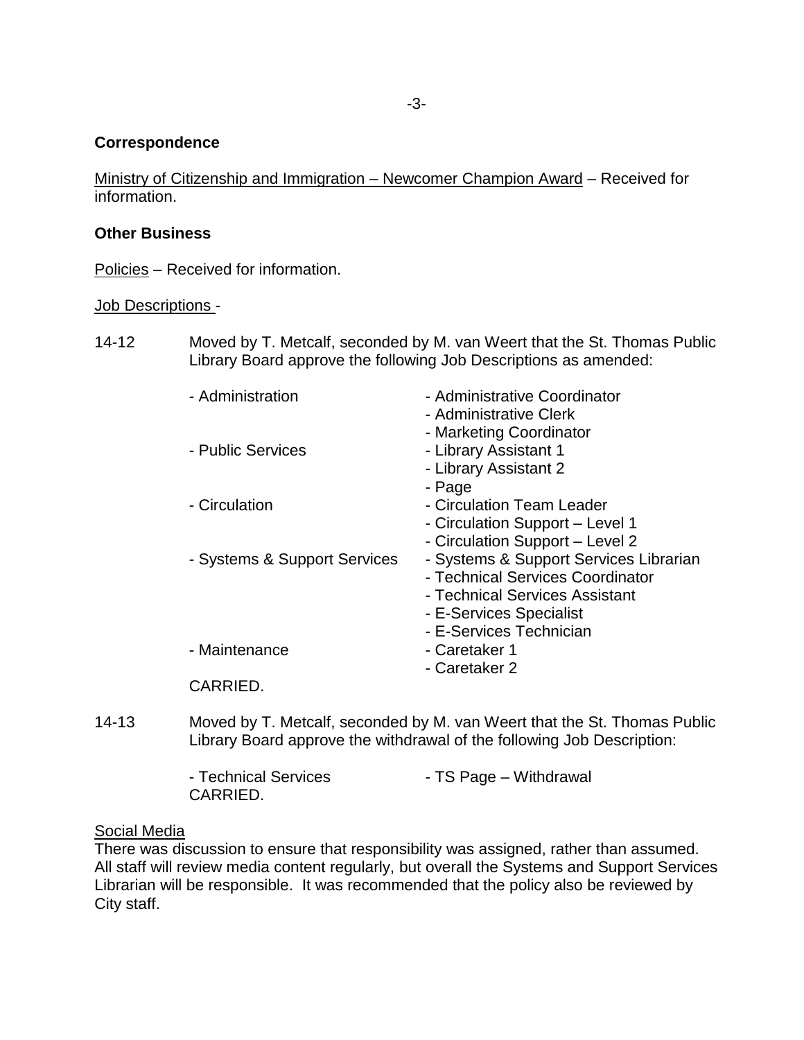**Correspondence**

Ministry of Citizenship and Immigration – Newcomer Champion Award – Received for information.

**Other Business**

Policies – Received for information.

Job Descriptions -

14-12 Moved by T. Metcalf, seconded by M. van Weert that the St. Thomas Public Library Board approve the following Job Descriptions as amended:

| | |
|---|---|
| - Administration | - Administrative Coordinator |
| | - Administrative Clerk |
| | - Marketing Coordinator |
| - Public Services | - Library Assistant 1 |
| | - Library Assistant 2 |
| | - Page |
| - Circulation | - Circulation Team Leader |
| | - Circulation Support – Level 1 |
| | - Circulation Support – Level 2 |
| - Systems & Support Services | - Systems & Support Services Librarian |
| | - Technical Services Coordinator |
| | - Technical Services Assistant |
| | - E-Services Specialist |
| | - E-Services Technician |
| - Maintenance | - Caretaker 1 |
| | - Caretaker 2 |

CARRIED.

14-13 Moved by T. Metcalf, seconded by M. van Weert that the St. Thomas Public Library Board approve the withdrawal of the following Job Description:

- Technical Services - TS Page – Withdrawal

CARRIED.

Social Media

There was discussion to ensure that responsibility was assigned, rather than assumed. All staff will review media content regularly, but overall the Systems and Support Services Librarian will be responsible. It was recommended that the policy also be reviewed by City staff.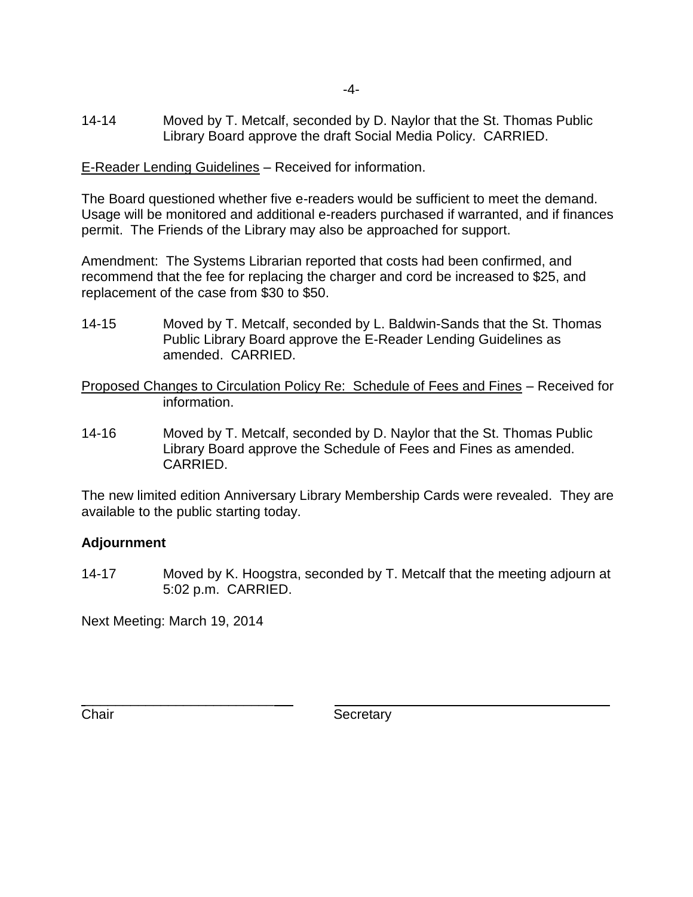14-14 Moved by T. Metcalf, seconded by D. Naylor that the St. Thomas Public Library Board approve the draft Social Media Policy. CARRIED.

E-Reader Lending Guidelines – Received for information.

The Board questioned whether five e-readers would be sufficient to meet the demand. Usage will be monitored and additional e-readers purchased if warranted, and if finances permit. The Friends of the Library may also be approached for support.

Amendment: The Systems Librarian reported that costs had been confirmed, and recommend that the fee for replacing the charger and cord be increased to $25, and replacement of the case from $30 to $50.

14-15 Moved by T. Metcalf, seconded by L. Baldwin-Sands that the St. Thomas Public Library Board approve the E-Reader Lending Guidelines as amended. CARRIED.

Proposed Changes to Circulation Policy Re: Schedule of Fees and Fines – Received for information.

14-16 Moved by T. Metcalf, seconded by D. Naylor that the St. Thomas Public Library Board approve the Schedule of Fees and Fines as amended. CARRIED.

The new limited edition Anniversary Library Membership Cards were revealed. They are available to the public starting today.

**Adjournment**

14-17 Moved by K. Hoogstra, seconded by T. Metcalf that the meeting adjourn at 5:02 p.m. CARRIED.

Next Meeting: March 19, 2014

Chair Secretary